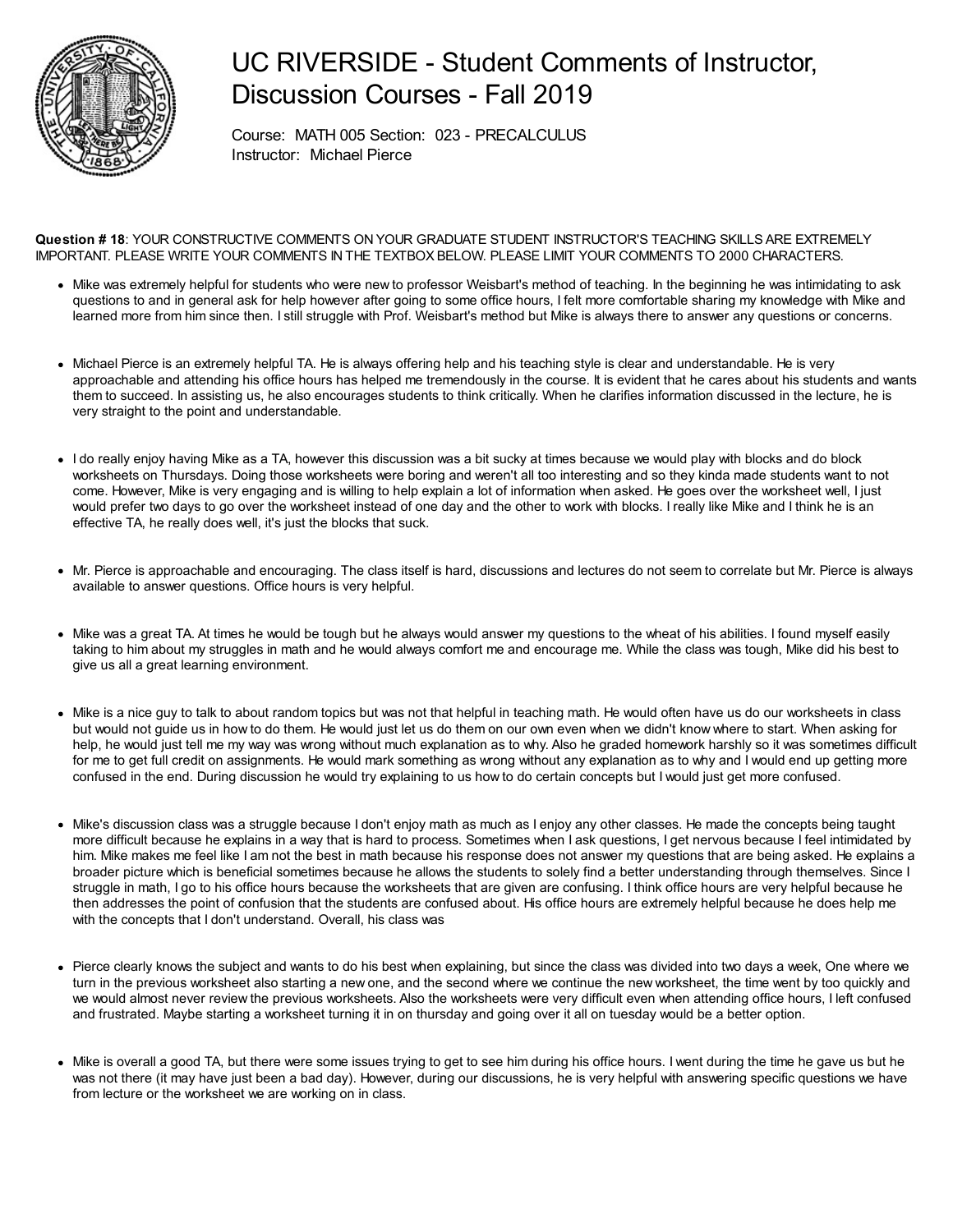# UC RIVERSIDE - Student Comments of Instructor, Discussion Courses - Fall 2019

Course: MATH 005 Section: 023 - PRECALCULUS
Instructor: Michael Pierce

**Question # 18**: YOUR CONSTRUCTIVE COMMENTS ON YOUR GRADUATE STUDENT INSTRUCTOR'S TEACHING SKILLS ARE EXTREMELY IMPORTANT. PLEASE WRITE YOUR COMMENTS IN THE TEXTBOX BELOW. PLEASE LIMIT YOUR COMMENTS TO 2000 CHARACTERS.

- Mike was extremely helpful for students who were new to professor Weisbart's method of teaching. In the beginning he was intimidating to ask questions to and in general ask for help however after going to some office hours, I felt more comfortable sharing my knowledge with Mike and learned more from him since then. I still struggle with Prof. Weisbart's method but Mike is always there to answer any questions or concerns.

- Michael Pierce is an extremely helpful TA. He is always offering help and his teaching style is clear and understandable. He is very approachable and attending his office hours has helped me tremendously in the course. It is evident that he cares about his students and wants them to succeed. In assisting us, he also encourages students to think critically. When he clarifies information discussed in the lecture, he is very straight to the point and understandable.

- I do really enjoy having Mike as a TA, however this discussion was a bit sucky at times because we would play with blocks and do block worksheets on Thursdays. Doing those worksheets were boring and weren't all too interesting and so they kinda made students want to not come. However, Mike is very engaging and is willing to help explain a lot of information when asked. He goes over the worksheet well, I just would prefer two days to go over the worksheet instead of one day and the other to work with blocks. I really like Mike and I think he is an effective TA, he really does well, it's just the blocks that suck.

- Mr. Pierce is approachable and encouraging. The class itself is hard, discussions and lectures do not seem to correlate but Mr. Pierce is always available to answer questions. Office hours is very helpful.

- Mike was a great TA. At times he would be tough but he always would answer my questions to the wheat of his abilities. I found myself easily taking to him about my struggles in math and he would always comfort me and encourage me. While the class was tough, Mike did his best to give us all a great learning environment.

- Mike is a nice guy to talk to about random topics but was not that helpful in teaching math. He would often have us do our worksheets in class but would not guide us in how to do them. He would just let us do them on our own even when we didn't know where to start. When asking for help, he would just tell me my way was wrong without much explanation as to why. Also he graded homework harshly so it was sometimes difficult for me to get full credit on assignments. He would mark something as wrong without any explanation as to why and I would end up getting more confused in the end. During discussion he would try explaining to us how to do certain concepts but I would just get more confused.

- Mike's discussion class was a struggle because I don't enjoy math as much as I enjoy any other classes. He made the concepts being taught more difficult because he explains in a way that is hard to process. Sometimes when I ask questions, I get nervous because I feel intimidated by him. Mike makes me feel like I am not the best in math because his response does not answer my questions that are being asked. He explains a broader picture which is beneficial sometimes because he allows the students to solely find a better understanding through themselves. Since I struggle in math, I go to his office hours because the worksheets that are given are confusing. I think office hours are very helpful because he then addresses the point of confusion that the students are confused about. His office hours are extremely helpful because he does help me with the concepts that I don't understand. Overall, his class was

- Pierce clearly knows the subject and wants to do his best when explaining, but since the class was divided into two days a week, One where we turn in the previous worksheet also starting a new one, and the second where we continue the new worksheet, the time went by too quickly and we would almost never review the previous worksheets. Also the worksheets were very difficult even when attending office hours, I left confused and frustrated. Maybe starting a worksheet turning it in on thursday and going over it all on tuesday would be a better option.

- Mike is overall a good TA, but there were some issues trying to get to see him during his office hours. I went during the time he gave us but he was not there (it may have just been a bad day). However, during our discussions, he is very helpful with answering specific questions we have from lecture or the worksheet we are working on in class.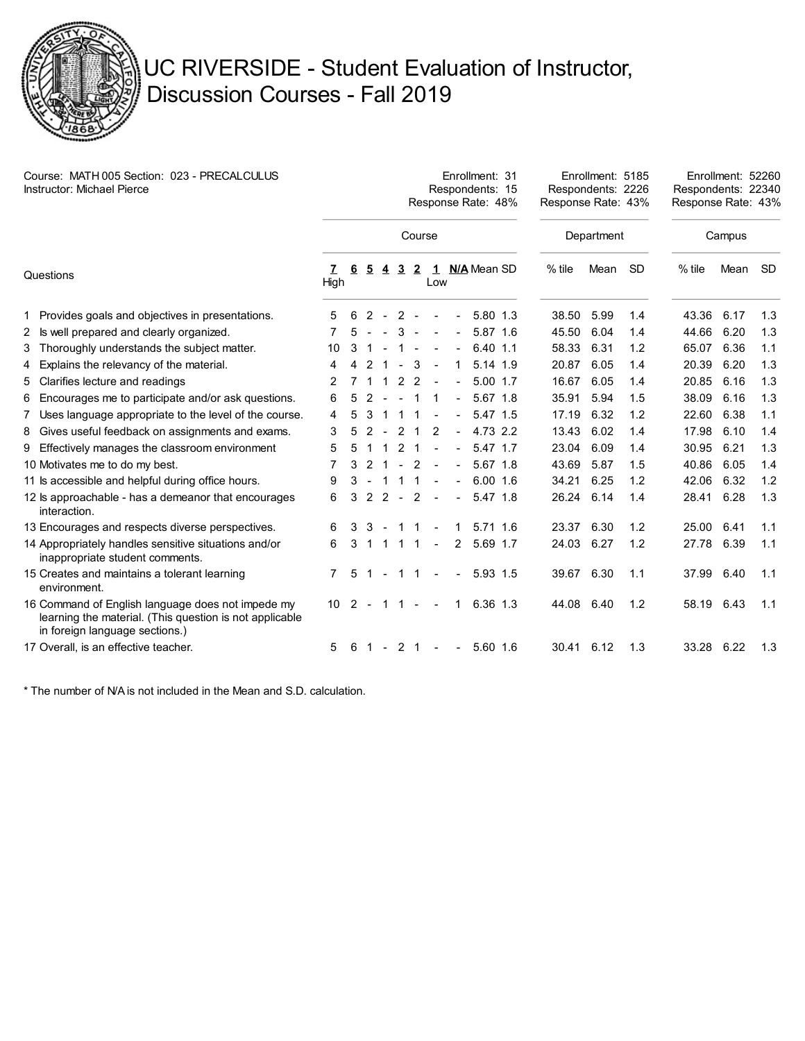# UC RIVERSIDE - Student Evaluation of Instructor, Discussion Courses - Fall 2019

Course: MATH 005 Section: 023 - PRECALCULUS
Instructor: Michael Pierce

| | Course | Department | Campus |
|---|---|---|---|
| Enrollment | 31 | 5185 | 52260 |
| Respondents | 15 | 2226 | 22340 |
| Response Rate | 48% | 43% | 43% |

| Questions | 7 High | 6 | 5 | 4 | 3 | 2 | 1 Low | N/A | Mean | SD | Department % tile | Department Mean | Department SD | Campus % tile | Campus Mean | Campus SD |
|---|---|---|---|---|---|---|---|---|---|---|---|---|---|---|---|---|
| 1 Provides goals and objectives in presentations. | 5 | 6 | 2 | - | 2 | - | - | - | 5.80 | 1.3 | 38.50 | 5.99 | 1.4 | 43.36 | 6.17 | 1.3 |
| 2 Is well prepared and clearly organized. | 7 | 5 | - | - | 3 | - | - | - | 5.87 | 1.6 | 45.50 | 6.04 | 1.4 | 44.66 | 6.20 | 1.3 |
| 3 Thoroughly understands the subject matter. | 10 | 3 | 1 | - | 1 | - | - | - | 6.40 | 1.1 | 58.33 | 6.31 | 1.2 | 65.07 | 6.36 | 1.1 |
| 4 Explains the relevancy of the material. | 4 | 4 | 2 | 1 | - | 3 | - | 1 | 5.14 | 1.9 | 20.87 | 6.05 | 1.4 | 20.39 | 6.20 | 1.3 |
| 5 Clarifies lecture and readings | 2 | 7 | 1 | 1 | 2 | 2 | - | - | 5.00 | 1.7 | 16.67 | 6.05 | 1.4 | 20.85 | 6.16 | 1.3 |
| 6 Encourages me to participate and/or ask questions. | 6 | 5 | 2 | - | - | 1 | 1 | - | 5.67 | 1.8 | 35.91 | 5.94 | 1.5 | 38.09 | 6.16 | 1.3 |
| 7 Uses language appropriate to the level of the course. | 4 | 5 | 3 | 1 | 1 | 1 | - | - | 5.47 | 1.5 | 17.19 | 6.32 | 1.2 | 22.60 | 6.38 | 1.1 |
| 8 Gives useful feedback on assignments and exams. | 3 | 5 | 2 | - | 2 | 1 | 2 | - | 4.73 | 2.2 | 13.43 | 6.02 | 1.4 | 17.98 | 6.10 | 1.4 |
| 9 Effectively manages the classroom environment | 5 | 5 | 1 | 1 | 2 | 1 | - | - | 5.47 | 1.7 | 23.04 | 6.09 | 1.4 | 30.95 | 6.21 | 1.3 |
| 10 Motivates me to do my best. | 7 | 3 | 2 | 1 | - | 2 | - | - | 5.67 | 1.8 | 43.69 | 5.87 | 1.5 | 40.86 | 6.05 | 1.4 |
| 11 Is accessible and helpful during office hours. | 9 | 3 | - | 1 | 1 | 1 | - | - | 6.00 | 1.6 | 34.21 | 6.25 | 1.2 | 42.06 | 6.32 | 1.2 |
| 12 Is approachable - has a demeanor that encourages interaction. | 6 | 3 | 2 | 2 | - | 2 | - | - | 5.47 | 1.8 | 26.24 | 6.14 | 1.4 | 28.41 | 6.28 | 1.3 |
| 13 Encourages and respects diverse perspectives. | 6 | 3 | 3 | - | 1 | 1 | - | 1 | 5.71 | 1.6 | 23.37 | 6.30 | 1.2 | 25.00 | 6.41 | 1.1 |
| 14 Appropriately handles sensitive situations and/or inappropriate student comments. | 6 | 3 | 1 | 1 | 1 | 1 | - | 2 | 5.69 | 1.7 | 24.03 | 6.27 | 1.2 | 27.78 | 6.39 | 1.1 |
| 15 Creates and maintains a tolerant learning environment. | 7 | 5 | 1 | - | 1 | 1 | - | - | 5.93 | 1.5 | 39.67 | 6.30 | 1.1 | 37.99 | 6.40 | 1.1 |
| 16 Command of English language does not impede my learning the material. (This question is not applicable in foreign language sections.) | 10 | 2 | - | 1 | 1 | - | - | 1 | 6.36 | 1.3 | 44.08 | 6.40 | 1.2 | 58.19 | 6.43 | 1.1 |
| 17 Overall, is an effective teacher. | 5 | 6 | 1 | - | 2 | 1 | - | - | 5.60 | 1.6 | 30.41 | 6.12 | 1.3 | 33.28 | 6.22 | 1.3 |

* The number of N/A is not included in the Mean and S.D. calculation.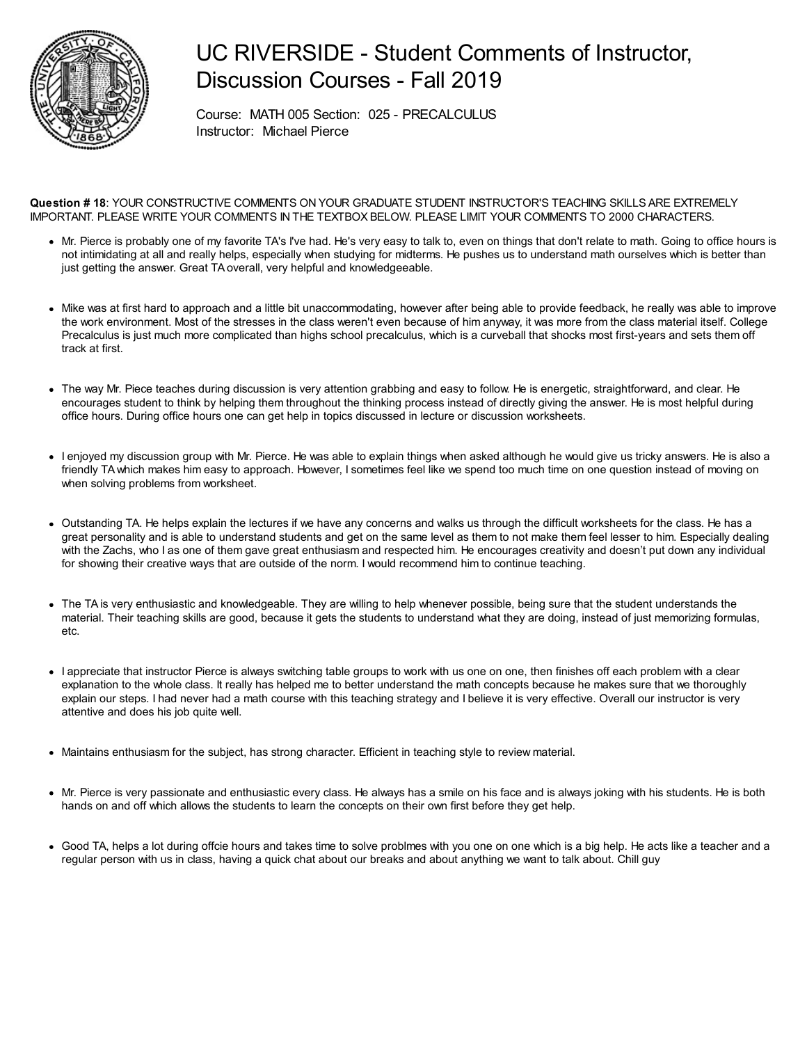# UC RIVERSIDE - Student Comments of Instructor, Discussion Courses - Fall 2019

Course: MATH 005 Section: 025 - PRECALCULUS
Instructor: Michael Pierce

**Question # 18**: YOUR CONSTRUCTIVE COMMENTS ON YOUR GRADUATE STUDENT INSTRUCTOR'S TEACHING SKILLS ARE EXTREMELY IMPORTANT. PLEASE WRITE YOUR COMMENTS IN THE TEXTBOX BELOW. PLEASE LIMIT YOUR COMMENTS TO 2000 CHARACTERS.

- Mr. Pierce is probably one of my favorite TA's I've had. He's very easy to talk to, even on things that don't relate to math. Going to office hours is not intimidating at all and really helps, especially when studying for midterms. He pushes us to understand math ourselves which is better than just getting the answer. Great TA overall, very helpful and knowledgeable.

- Mike was at first hard to approach and a little bit unaccommodating, however after being able to provide feedback, he really was able to improve the work environment. Most of the stresses in the class weren't even because of him anyway, it was more from the class material itself. College Precalculus is just much more complicated than highs school precalculus, which is a curveball that shocks most first-years and sets them off track at first.

- The way Mr. Piece teaches during discussion is very attention grabbing and easy to follow. He is energetic, straightforward, and clear. He encourages student to think by helping them throughout the thinking process instead of directly giving the answer. He is most helpful during office hours. During office hours one can get help in topics discussed in lecture or discussion worksheets.

- I enjoyed my discussion group with Mr. Pierce. He was able to explain things when asked although he would give us tricky answers. He is also a friendly TA which makes him easy to approach. However, I sometimes feel like we spend too much time on one question instead of moving on when solving problems from worksheet.

- Outstanding TA. He helps explain the lectures if we have any concerns and walks us through the difficult worksheets for the class. He has a great personality and is able to understand students and get on the same level as them to not make them feel lesser to him. Especially dealing with the Zachs, who I as one of them gave great enthusiasm and respected him. He encourages creativity and doesn't put down any individual for showing their creative ways that are outside of the norm. I would recommend him to continue teaching.

- The TA is very enthusiastic and knowledgeable. They are willing to help whenever possible, being sure that the student understands the material. Their teaching skills are good, because it gets the students to understand what they are doing, instead of just memorizing formulas, etc.

- I appreciate that instructor Pierce is always switching table groups to work with us one on one, then finishes off each problem with a clear explanation to the whole class. It really has helped me to better understand the math concepts because he makes sure that we thoroughly explain our steps. I had never had a math course with this teaching strategy and I believe it is very effective. Overall our instructor is very attentive and does his job quite well.

- Maintains enthusiasm for the subject, has strong character. Efficient in teaching style to review material.

- Mr. Pierce is very passionate and enthusiastic every class. He always has a smile on his face and is always joking with his students. He is both hands on and off which allows the students to learn the concepts on their own first before they get help.

- Good TA, helps a lot during offcie hours and takes time to solve problmes with you one on one which is a big help. He acts like a teacher and a regular person with us in class, having a quick chat about our breaks and about anything we want to talk about. Chill guy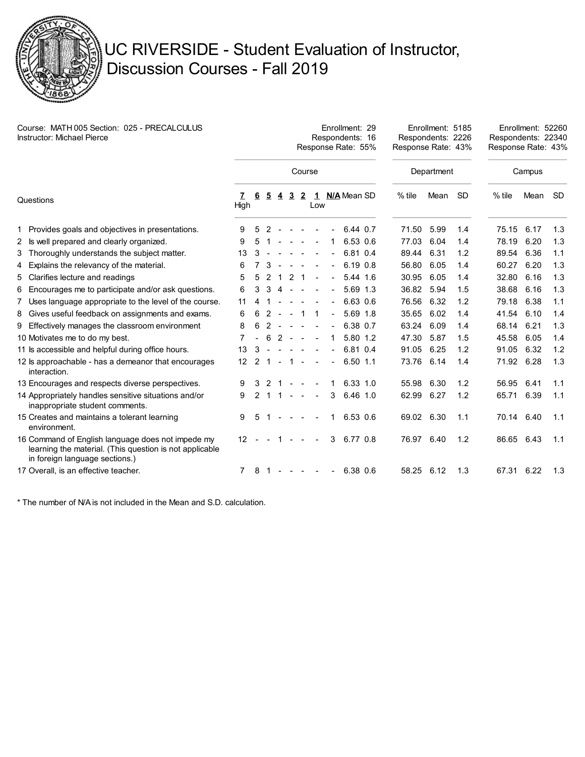# UC RIVERSIDE - Student Evaluation of Instructor, Discussion Courses - Fall 2019

Course: MATH 005 Section: 025 - PRECALCULUS
Instructor: Michael Pierce

| | Course | Department | Campus |
|---|---|---|---|
| Enrollment | 29 | 5185 | 52260 |
| Respondents | 16 | 2226 | 22340 |
| Response Rate | 55% | 43% | 43% |

| Questions | 7 High | 6 | 5 | 4 | 3 | 2 | 1 Low | N/A | Mean | SD | Department % tile | Department Mean | Department SD | Campus % tile | Campus Mean | Campus SD |
|---|---|---|---|---|---|---|---|---|---|---|---|---|---|---|---|---|
| 1 Provides goals and objectives in presentations. | 9 | 5 | 2 | - | - | - | - | - | 6.44 | 0.7 | 71.50 | 5.99 | 1.4 | 75.15 | 6.17 | 1.3 |
| 2 Is well prepared and clearly organized. | 9 | 5 | 1 | - | - | - | - | 1 | 6.53 | 0.6 | 77.03 | 6.04 | 1.4 | 78.19 | 6.20 | 1.3 |
| 3 Thoroughly understands the subject matter. | 13 | 3 | - | - | - | - | - | - | 6.81 | 0.4 | 89.44 | 6.31 | 1.2 | 89.54 | 6.36 | 1.1 |
| 4 Explains the relevancy of the material. | 6 | 7 | 3 | - | - | - | - | - | 6.19 | 0.8 | 56.80 | 6.05 | 1.4 | 60.27 | 6.20 | 1.3 |
| 5 Clarifies lecture and readings | 5 | 5 | 2 | 1 | 2 | 1 | - | - | 5.44 | 1.6 | 30.95 | 6.05 | 1.4 | 32.80 | 6.16 | 1.3 |
| 6 Encourages me to participate and/or ask questions. | 6 | 3 | 3 | 4 | - | - | - | - | 5.69 | 1.3 | 36.82 | 5.94 | 1.5 | 38.68 | 6.16 | 1.3 |
| 7 Uses language appropriate to the level of the course. | 11 | 4 | 1 | - | - | - | - | - | 6.63 | 0.6 | 76.56 | 6.32 | 1.2 | 79.18 | 6.38 | 1.1 |
| 8 Gives useful feedback on assignments and exams. | 6 | 6 | 2 | - | - | 1 | 1 | - | 5.69 | 1.8 | 35.65 | 6.02 | 1.4 | 41.54 | 6.10 | 1.4 |
| 9 Effectively manages the classroom environment | 8 | 6 | 2 | - | - | - | - | - | 6.38 | 0.7 | 63.24 | 6.09 | 1.4 | 68.14 | 6.21 | 1.3 |
| 10 Motivates me to do my best. | 7 | - | 6 | 2 | - | - | - | 1 | 5.80 | 1.2 | 47.30 | 5.87 | 1.5 | 45.58 | 6.05 | 1.4 |
| 11 Is accessible and helpful during office hours. | 13 | 3 | - | - | - | - | - | - | 6.81 | 0.4 | 91.05 | 6.25 | 1.2 | 91.05 | 6.32 | 1.2 |
| 12 Is approachable - has a demeanor that encourages interaction. | 12 | 2 | 1 | - | 1 | - | - | - | 6.50 | 1.1 | 73.76 | 6.14 | 1.4 | 71.92 | 6.28 | 1.3 |
| 13 Encourages and respects diverse perspectives. | 9 | 3 | 2 | 1 | - | - | - | 1 | 6.33 | 1.0 | 55.98 | 6.30 | 1.2 | 56.95 | 6.41 | 1.1 |
| 14 Appropriately handles sensitive situations and/or inappropriate student comments. | 9 | 2 | 1 | 1 | - | - | - | 3 | 6.46 | 1.0 | 62.99 | 6.27 | 1.2 | 65.71 | 6.39 | 1.1 |
| 15 Creates and maintains a tolerant learning environment. | 9 | 5 | 1 | - | - | - | - | 1 | 6.53 | 0.6 | 69.02 | 6.30 | 1.1 | 70.14 | 6.40 | 1.1 |
| 16 Command of English language does not impede my learning the material. (This question is not applicable in foreign language sections.) | 12 | - | - | 1 | - | - | - | 3 | 6.77 | 0.8 | 76.97 | 6.40 | 1.2 | 86.65 | 6.43 | 1.1 |
| 17 Overall, is an effective teacher. | 7 | 8 | 1 | - | - | - | - | - | 6.38 | 0.6 | 58.25 | 6.12 | 1.3 | 67.31 | 6.22 | 1.3 |

* The number of N/A is not included in the Mean and S.D. calculation.